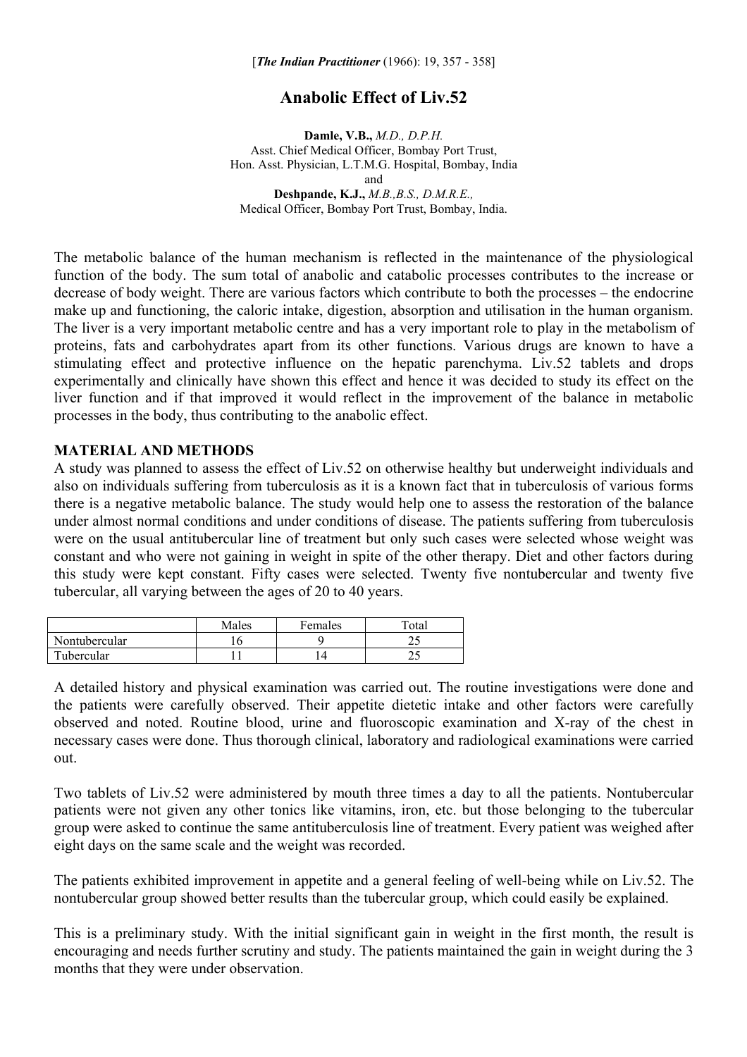[*The Indian Practitioner* (1966): 19, 357 - 358]

# Anabolic Effect of Liv.52

**Damle, V.B.,** *M.D., D.P.H.*
Asst. Chief Medical Officer, Bombay Port Trust,
Hon. Asst. Physician, L.T.M.G. Hospital, Bombay, India
and
**Deshpande, K.J.,** *M.B.,B.S., D.M.R.E.,*
Medical Officer, Bombay Port Trust, Bombay, India.

The metabolic balance of the human mechanism is reflected in the maintenance of the physiological function of the body. The sum total of anabolic and catabolic processes contributes to the increase or decrease of body weight. There are various factors which contribute to both the processes – the endocrine make up and functioning, the caloric intake, digestion, absorption and utilisation in the human organism. The liver is a very important metabolic centre and has a very important role to play in the metabolism of proteins, fats and carbohydrates apart from its other functions. Various drugs are known to have a stimulating effect and protective influence on the hepatic parenchyma. Liv.52 tablets and drops experimentally and clinically have shown this effect and hence it was decided to study its effect on the liver function and if that improved it would reflect in the improvement of the balance in metabolic processes in the body, thus contributing to the anabolic effect.

## MATERIAL AND METHODS

A study was planned to assess the effect of Liv.52 on otherwise healthy but underweight individuals and also on individuals suffering from tuberculosis as it is a known fact that in tuberculosis of various forms there is a negative metabolic balance. The study would help one to assess the restoration of the balance under almost normal conditions and under conditions of disease. The patients suffering from tuberculosis were on the usual antitubercular line of treatment but only such cases were selected whose weight was constant and who were not gaining in weight in spite of the other therapy. Diet and other factors during this study were kept constant. Fifty cases were selected. Twenty five nontubercular and twenty five tubercular, all varying between the ages of 20 to 40 years.

| | Males | Females | Total |
|---|---|---|---|
| Nontubercular | 16 | 9 | 25 |
| Tubercular | 11 | 14 | 25 |

A detailed history and physical examination was carried out. The routine investigations were done and the patients were carefully observed. Their appetite dietetic intake and other factors were carefully observed and noted. Routine blood, urine and fluoroscopic examination and X-ray of the chest in necessary cases were done. Thus thorough clinical, laboratory and radiological examinations were carried out.

Two tablets of Liv.52 were administered by mouth three times a day to all the patients. Nontubercular patients were not given any other tonics like vitamins, iron, etc. but those belonging to the tubercular group were asked to continue the same antituberculosis line of treatment. Every patient was weighed after eight days on the same scale and the weight was recorded.

The patients exhibited improvement in appetite and a general feeling of well-being while on Liv.52. The nontubercular group showed better results than the tubercular group, which could easily be explained.

This is a preliminary study. With the initial significant gain in weight in the first month, the result is encouraging and needs further scrutiny and study. The patients maintained the gain in weight during the 3 months that they were under observation.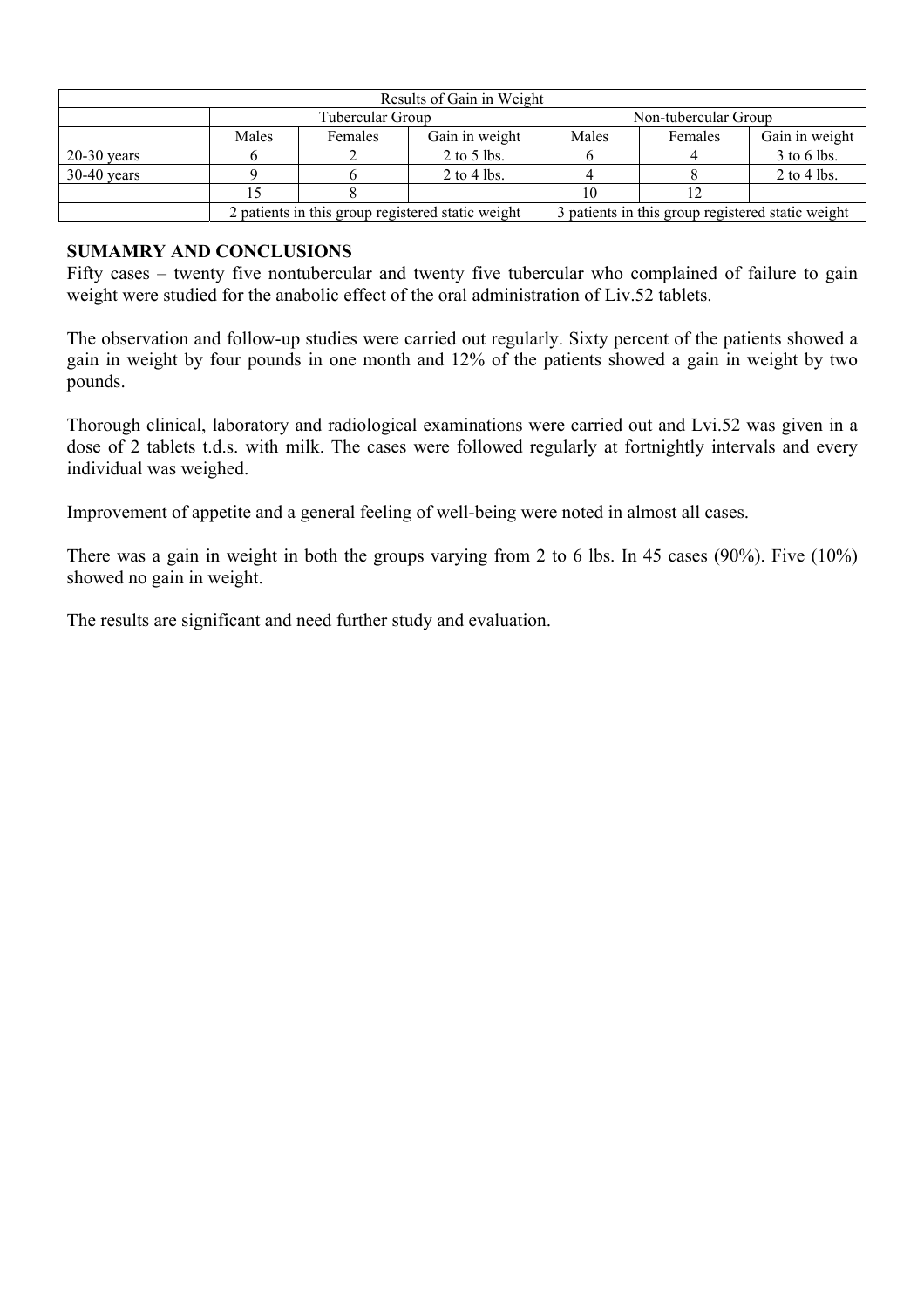| Results of Gain in Weight | | | | | | |
|---|---|---|---|---|---|---|
| | Tubercular Group | | | Non-tubercular Group | | |
| | Males | Females | Gain in weight | Males | Females | Gain in weight |
| 20-30 years | 6 | 2 | 2 to 5 lbs. | 6 | 4 | 3 to 6 lbs. |
| 30-40 years | 9 | 6 | 2 to 4 lbs. | 4 | 8 | 2 to 4 lbs. |
| | 15 | 8 | | 10 | 12 | |
| | 2 patients in this group registered static weight | | | 3 patients in this group registered static weight | | |

## SUMAMRY AND CONCLUSIONS

Fifty cases – twenty five nontubercular and twenty five tubercular who complained of failure to gain weight were studied for the anabolic effect of the oral administration of Liv.52 tablets.

The observation and follow-up studies were carried out regularly. Sixty percent of the patients showed a gain in weight by four pounds in one month and 12% of the patients showed a gain in weight by two pounds.

Thorough clinical, laboratory and radiological examinations were carried out and Lvi.52 was given in a dose of 2 tablets t.d.s. with milk. The cases were followed regularly at fortnightly intervals and every individual was weighed.

Improvement of appetite and a general feeling of well-being were noted in almost all cases.

There was a gain in weight in both the groups varying from 2 to 6 lbs. In 45 cases (90%). Five (10%) showed no gain in weight.

The results are significant and need further study and evaluation.